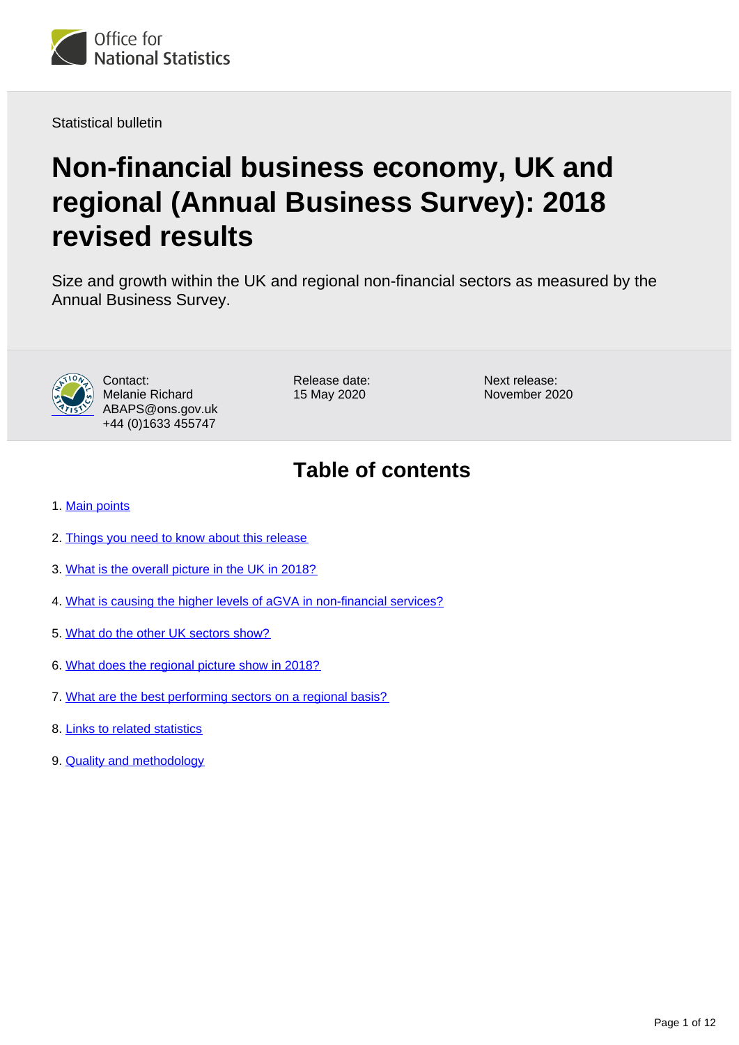Statistical bulletin

# Non-financial business economy, UK and regional (Annual Business Survey): 2018 revised results

Size and growth within the UK and regional non-financial sectors as measured by the Annual Business Survey.

Contact:
Melanie Richard
ABAPS@ons.gov.uk
+44 (0)1633 455747

Release date:
15 May 2020

Next release:
November 2020

## Table of contents

1. Main points
2. Things you need to know about this release
3. What is the overall picture in the UK in 2018?
4. What is causing the higher levels of aGVA in non-financial services?
5. What do the other UK sectors show?
6. What does the regional picture show in 2018?
7. What are the best performing sectors on a regional basis?
8. Links to related statistics
9. Quality and methodology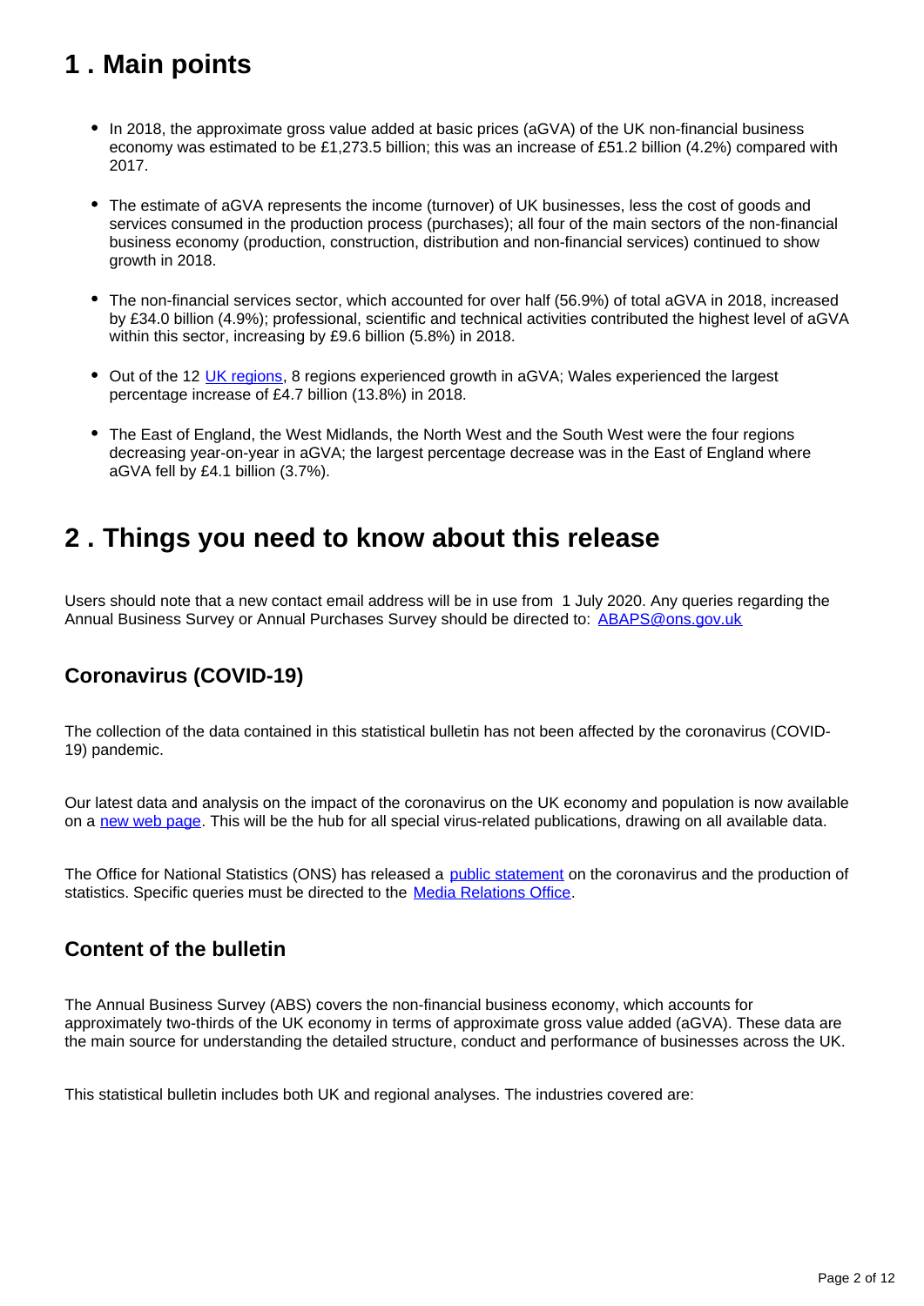## 1 . Main points

- In 2018, the approximate gross value added at basic prices (aGVA) of the UK non-financial business economy was estimated to be £1,273.5 billion; this was an increase of £51.2 billion (4.2%) compared with 2017.
- The estimate of aGVA represents the income (turnover) of UK businesses, less the cost of goods and services consumed in the production process (purchases); all four of the main sectors of the non-financial business economy (production, construction, distribution and non-financial services) continued to show growth in 2018.
- The non-financial services sector, which accounted for over half (56.9%) of total aGVA in 2018, increased by £34.0 billion (4.9%); professional, scientific and technical activities contributed the highest level of aGVA within this sector, increasing by £9.6 billion (5.8%) in 2018.
- Out of the 12 UK regions, 8 regions experienced growth in aGVA; Wales experienced the largest percentage increase of £4.7 billion (13.8%) in 2018.
- The East of England, the West Midlands, the North West and the South West were the four regions decreasing year-on-year in aGVA; the largest percentage decrease was in the East of England where aGVA fell by £4.1 billion (3.7%).

## 2 . Things you need to know about this release

Users should note that a new contact email address will be in use from 1 July 2020. Any queries regarding the Annual Business Survey or Annual Purchases Survey should be directed to: ABAPS@ons.gov.uk

### Coronavirus (COVID-19)

The collection of the data contained in this statistical bulletin has not been affected by the coronavirus (COVID-19) pandemic.

Our latest data and analysis on the impact of the coronavirus on the UK economy and population is now available on a new web page. This will be the hub for all special virus-related publications, drawing on all available data.

The Office for National Statistics (ONS) has released a public statement on the coronavirus and the production of statistics. Specific queries must be directed to the Media Relations Office.

### Content of the bulletin

The Annual Business Survey (ABS) covers the non-financial business economy, which accounts for approximately two-thirds of the UK economy in terms of approximate gross value added (aGVA). These data are the main source for understanding the detailed structure, conduct and performance of businesses across the UK.

This statistical bulletin includes both UK and regional analyses. The industries covered are: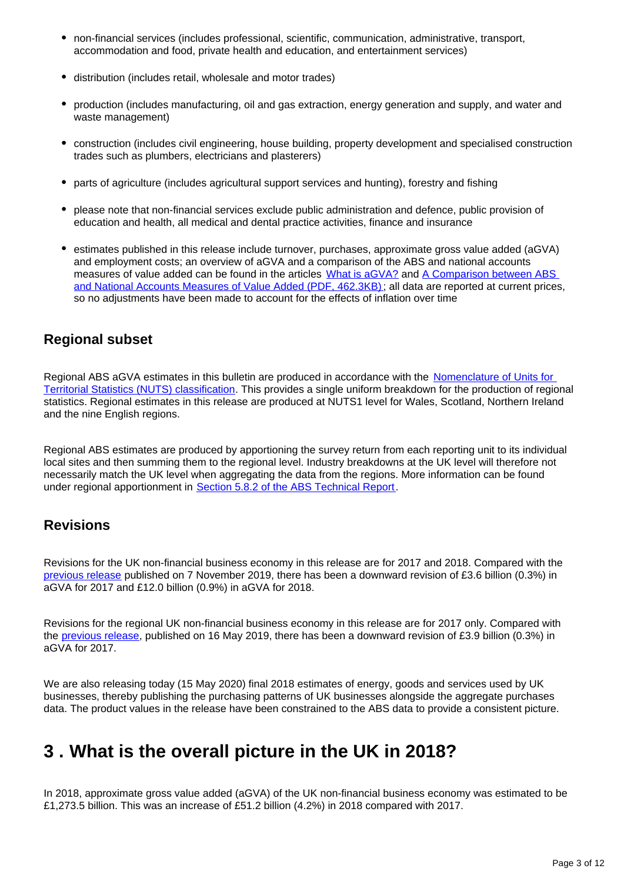- non-financial services (includes professional, scientific, communication, administrative, transport, accommodation and food, private health and education, and entertainment services)
- distribution (includes retail, wholesale and motor trades)
- production (includes manufacturing, oil and gas extraction, energy generation and supply, and water and waste management)
- construction (includes civil engineering, house building, property development and specialised construction trades such as plumbers, electricians and plasterers)
- parts of agriculture (includes agricultural support services and hunting), forestry and fishing
- please note that non-financial services exclude public administration and defence, public provision of education and health, all medical and dental practice activities, finance and insurance
- estimates published in this release include turnover, purchases, approximate gross value added (aGVA) and employment costs; an overview of aGVA and a comparison of the ABS and national accounts measures of value added can be found in the articles What is aGVA? and A Comparison between ABS and National Accounts Measures of Value Added (PDF, 462.3KB); all data are reported at current prices, so no adjustments have been made to account for the effects of inflation over time

### Regional subset

Regional ABS aGVA estimates in this bulletin are produced in accordance with the Nomenclature of Units for Territorial Statistics (NUTS) classification. This provides a single uniform breakdown for the production of regional statistics. Regional estimates in this release are produced at NUTS1 level for Wales, Scotland, Northern Ireland and the nine English regions.

Regional ABS estimates are produced by apportioning the survey return from each reporting unit to its individual local sites and then summing them to the regional level. Industry breakdowns at the UK level will therefore not necessarily match the UK level when aggregating the data from the regions. More information can be found under regional apportionment in Section 5.8.2 of the ABS Technical Report.

### Revisions

Revisions for the UK non-financial business economy in this release are for 2017 and 2018. Compared with the previous release published on 7 November 2019, there has been a downward revision of £3.6 billion (0.3%) in aGVA for 2017 and £12.0 billion (0.9%) in aGVA for 2018.

Revisions for the regional UK non-financial business economy in this release are for 2017 only. Compared with the previous release, published on 16 May 2019, there has been a downward revision of £3.9 billion (0.3%) in aGVA for 2017.

We are also releasing today (15 May 2020) final 2018 estimates of energy, goods and services used by UK businesses, thereby publishing the purchasing patterns of UK businesses alongside the aggregate purchases data. The product values in the release have been constrained to the ABS data to provide a consistent picture.

## 3 . What is the overall picture in the UK in 2018?

In 2018, approximate gross value added (aGVA) of the UK non-financial business economy was estimated to be £1,273.5 billion. This was an increase of £51.2 billion (4.2%) in 2018 compared with 2017.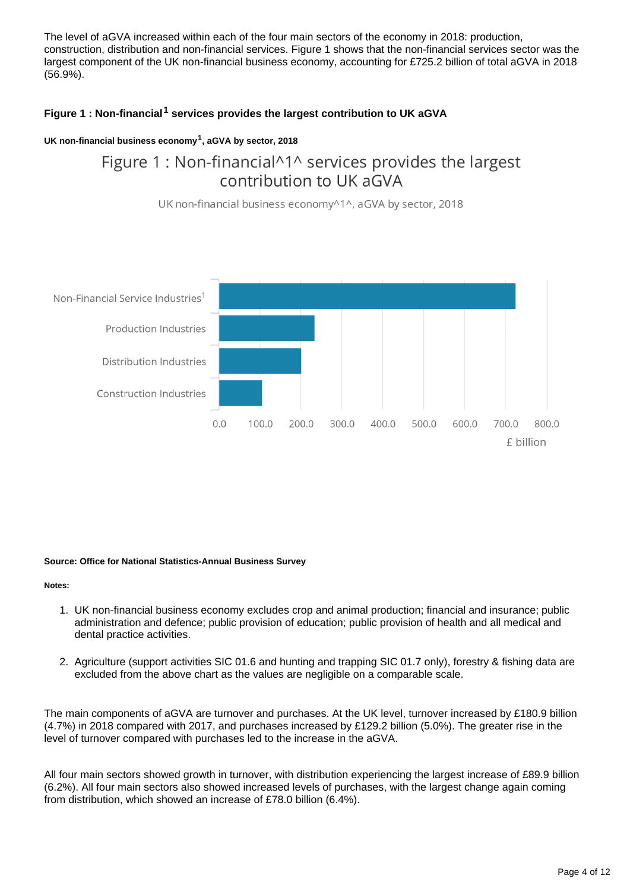The level of aGVA increased within each of the four main sectors of the economy in 2018: production, construction, distribution and non-financial services. Figure 1 shows that the non-financial services sector was the largest component of the UK non-financial business economy, accounting for £725.2 billion of total aGVA in 2018 (56.9%).

### Figure 1 : Non-financial[1] services provides the largest contribution to UK aGVA

**UK non-financial business economy[1], aGVA by sector, 2018**

**Source: Office for National Statistics-Annual Business Survey**

**Notes:**

1. UK non-financial business economy excludes crop and animal production; financial and insurance; public administration and defence; public provision of education; public provision of health and all medical and dental practice activities.

2. Agriculture (support activities SIC 01.6 and hunting and trapping SIC 01.7 only), forestry & fishing data are excluded from the above chart as the values are negligible on a comparable scale.

The main components of aGVA are turnover and purchases. At the UK level, turnover increased by £180.9 billion (4.7%) in 2018 compared with 2017, and purchases increased by £129.2 billion (5.0%). The greater rise in the level of turnover compared with purchases led to the increase in the aGVA.

All four main sectors showed growth in turnover, with distribution experiencing the largest increase of £89.9 billion (6.2%). All four main sectors also showed increased levels of purchases, with the largest change again coming from distribution, which showed an increase of £78.0 billion (6.4%).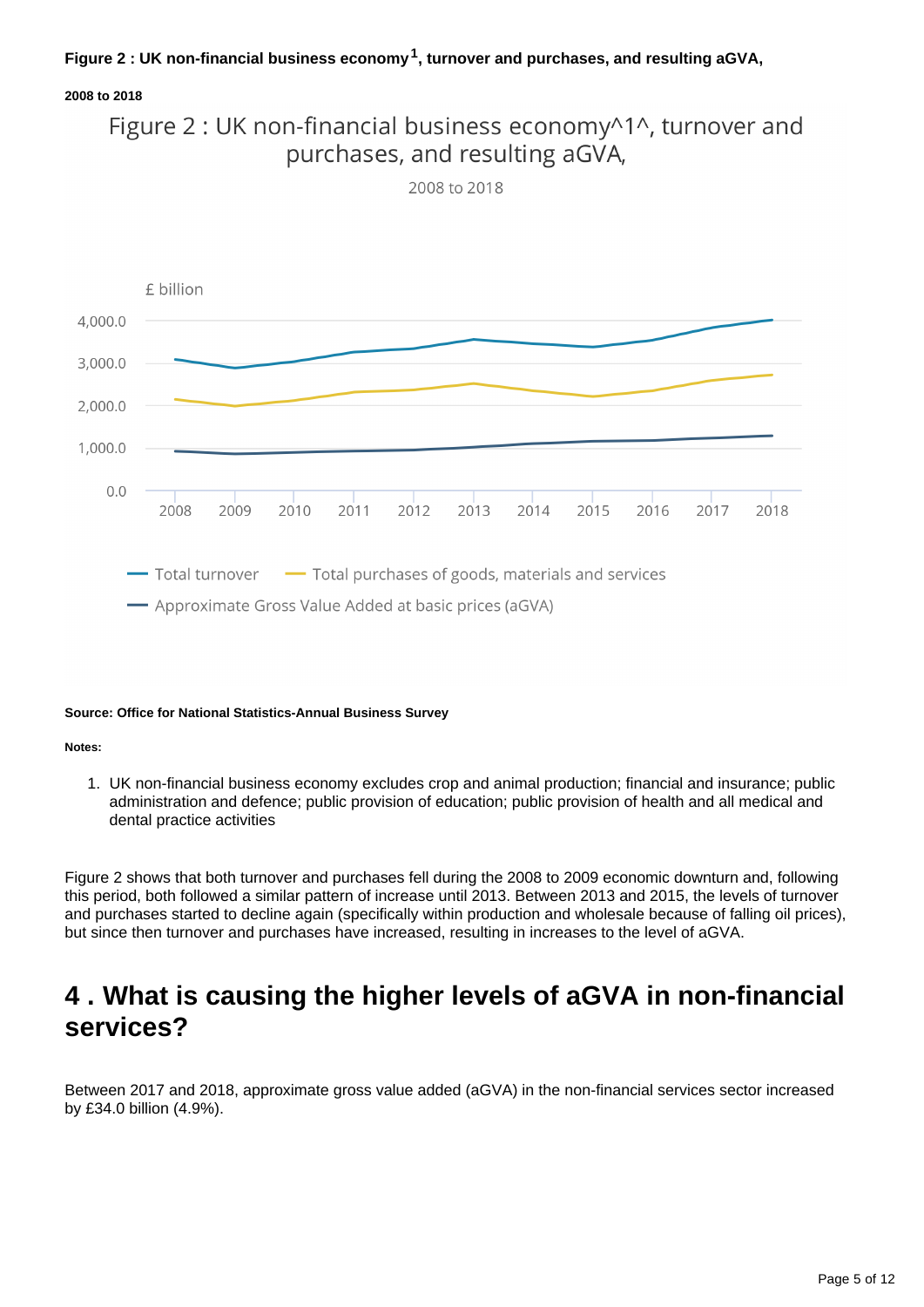**Figure 2 : UK non-financial business economy[1], turnover and purchases, and resulting aGVA,**

**2008 to 2018**

**Source: Office for National Statistics-Annual Business Survey**

**Notes:**

1. UK non-financial business economy excludes crop and animal production; financial and insurance; public administration and defence; public provision of education; public provision of health and all medical and dental practice activities

Figure 2 shows that both turnover and purchases fell during the 2008 to 2009 economic downturn and, following this period, both followed a similar pattern of increase until 2013. Between 2013 and 2015, the levels of turnover and purchases started to decline again (specifically within production and wholesale because of falling oil prices), but since then turnover and purchases have increased, resulting in increases to the level of aGVA.

## 4 . What is causing the higher levels of aGVA in non-financial services?

Between 2017 and 2018, approximate gross value added (aGVA) in the non-financial services sector increased by £34.0 billion (4.9%).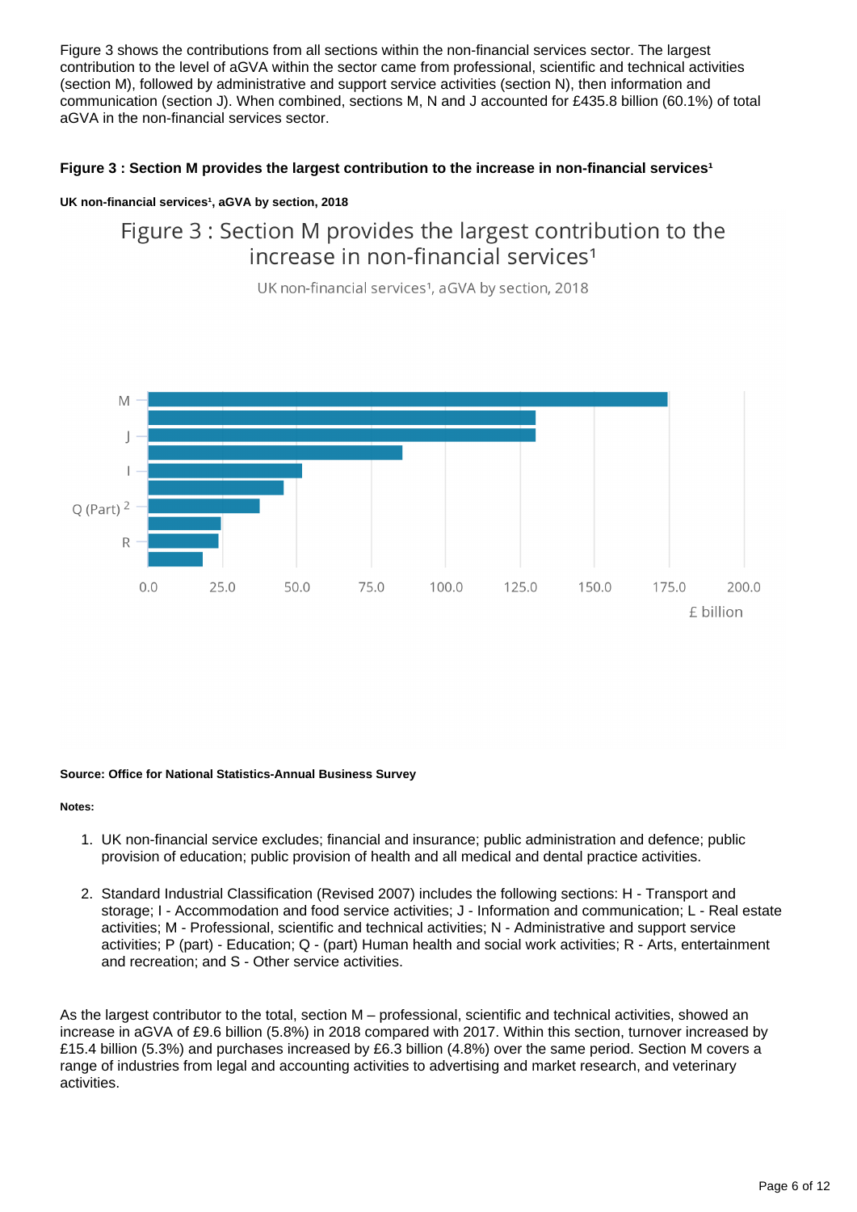Figure 3 shows the contributions from all sections within the non-financial services sector. The largest contribution to the level of aGVA within the sector came from professional, scientific and technical activities (section M), followed by administrative and support service activities (section N), then information and communication (section J). When combined, sections M, N and J accounted for £435.8 billion (60.1%) of total aGVA in the non-financial services sector.

**Figure 3 : Section M provides the largest contribution to the increase in non-financial services[1]**

**UK non-financial services[1], aGVA by section, 2018**

Figure 3 : Section M provides the largest contribution to the increase in non-financial services[1]

UK non-financial services[1], aGVA by section, 2018

M

J

I

Q (Part) [2]

R

0.0 25.0 50.0 75.0 100.0 125.0 150.0 175.0 200.0

£ billion

**Source: Office for National Statistics-Annual Business Survey**

**Notes:**

1. UK non-financial service excludes; financial and insurance; public administration and defence; public provision of education; public provision of health and all medical and dental practice activities.
2. Standard Industrial Classification (Revised 2007) includes the following sections: H - Transport and storage; I - Accommodation and food service activities; J - Information and communication; L - Real estate activities; M - Professional, scientific and technical activities; N - Administrative and support service activities; P (part) - Education; Q - (part) Human health and social work activities; R - Arts, entertainment and recreation; and S - Other service activities.

As the largest contributor to the total, section M – professional, scientific and technical activities, showed an increase in aGVA of £9.6 billion (5.8%) in 2018 compared with 2017. Within this section, turnover increased by £15.4 billion (5.3%) and purchases increased by £6.3 billion (4.8%) over the same period. Section M covers a range of industries from legal and accounting activities to advertising and market research, and veterinary activities.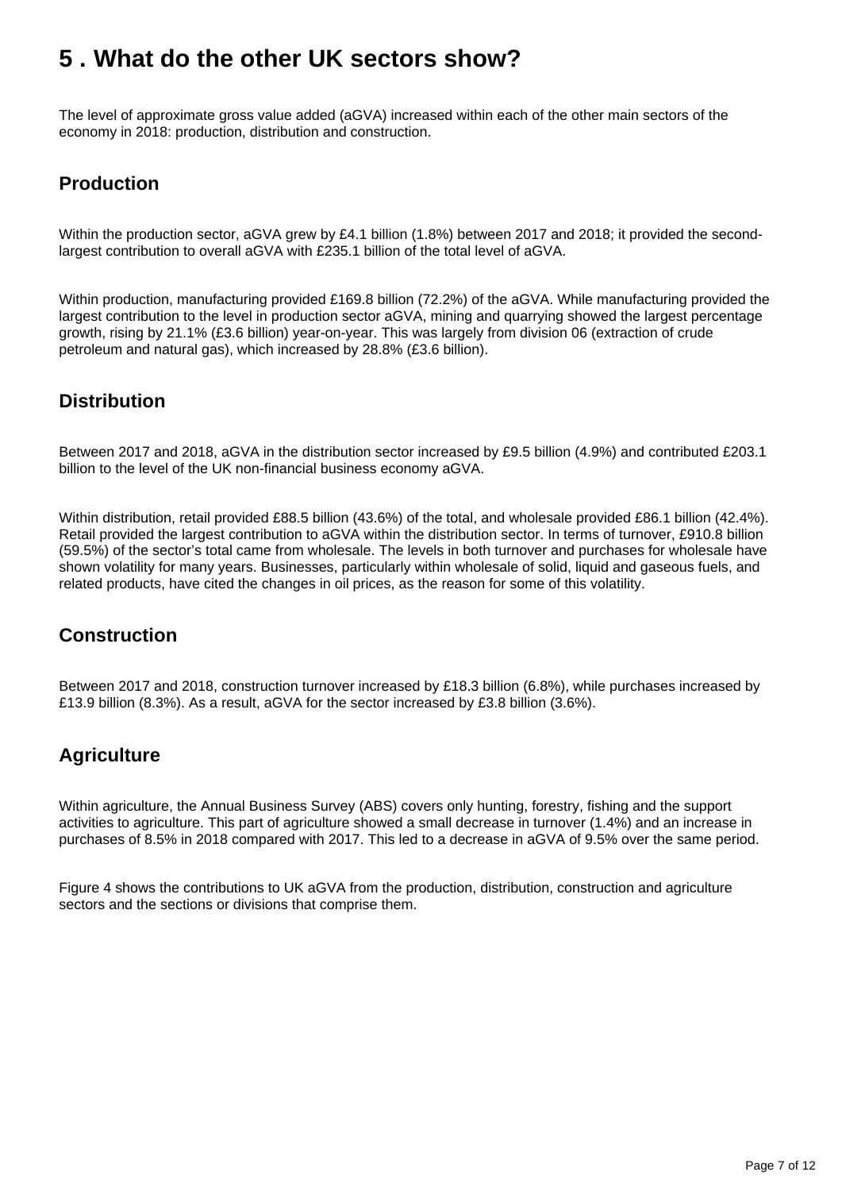## 5 . What do the other UK sectors show?

The level of approximate gross value added (aGVA) increased within each of the other main sectors of the economy in 2018: production, distribution and construction.

### Production

Within the production sector, aGVA grew by £4.1 billion (1.8%) between 2017 and 2018; it provided the second-largest contribution to overall aGVA with £235.1 billion of the total level of aGVA.

Within production, manufacturing provided £169.8 billion (72.2%) of the aGVA. While manufacturing provided the largest contribution to the level in production sector aGVA, mining and quarrying showed the largest percentage growth, rising by 21.1% (£3.6 billion) year-on-year. This was largely from division 06 (extraction of crude petroleum and natural gas), which increased by 28.8% (£3.6 billion).

### Distribution

Between 2017 and 2018, aGVA in the distribution sector increased by £9.5 billion (4.9%) and contributed £203.1 billion to the level of the UK non-financial business economy aGVA.

Within distribution, retail provided £88.5 billion (43.6%) of the total, and wholesale provided £86.1 billion (42.4%). Retail provided the largest contribution to aGVA within the distribution sector. In terms of turnover, £910.8 billion (59.5%) of the sector's total came from wholesale. The levels in both turnover and purchases for wholesale have shown volatility for many years. Businesses, particularly within wholesale of solid, liquid and gaseous fuels, and related products, have cited the changes in oil prices, as the reason for some of this volatility.

### Construction

Between 2017 and 2018, construction turnover increased by £18.3 billion (6.8%), while purchases increased by £13.9 billion (8.3%). As a result, aGVA for the sector increased by £3.8 billion (3.6%).

### Agriculture

Within agriculture, the Annual Business Survey (ABS) covers only hunting, forestry, fishing and the support activities to agriculture. This part of agriculture showed a small decrease in turnover (1.4%) and an increase in purchases of 8.5% in 2018 compared with 2017. This led to a decrease in aGVA of 9.5% over the same period.

Figure 4 shows the contributions to UK aGVA from the production, distribution, construction and agriculture sectors and the sections or divisions that comprise them.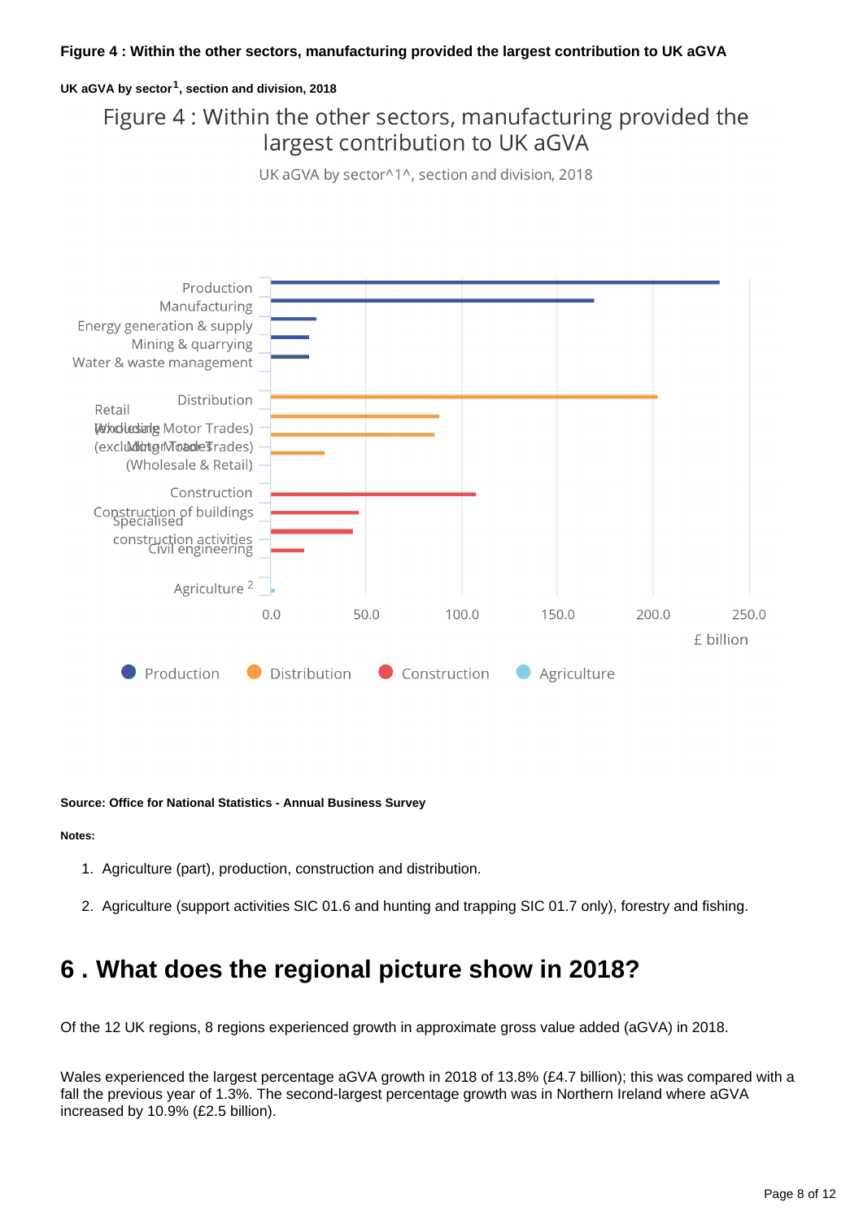**Figure 4 : Within the other sectors, manufacturing provided the largest contribution to UK aGVA**

**UK aGVA by sector[1], section and division, 2018**

Figure 4 : Within the other sectors, manufacturing provided the largest contribution to UK aGVA

UK aGVA by sector^1^, section and division, 2018

**Source: Office for National Statistics - Annual Business Survey**

**Notes:**

1. Agriculture (part), production, construction and distribution.
2. Agriculture (support activities SIC 01.6 and hunting and trapping SIC 01.7 only), forestry and fishing.

# 6 . What does the regional picture show in 2018?

Of the 12 UK regions, 8 regions experienced growth in approximate gross value added (aGVA) in 2018.

Wales experienced the largest percentage aGVA growth in 2018 of 13.8% (£4.7 billion); this was compared with a fall the previous year of 1.3%. The second-largest percentage growth was in Northern Ireland where aGVA increased by 10.9% (£2.5 billion).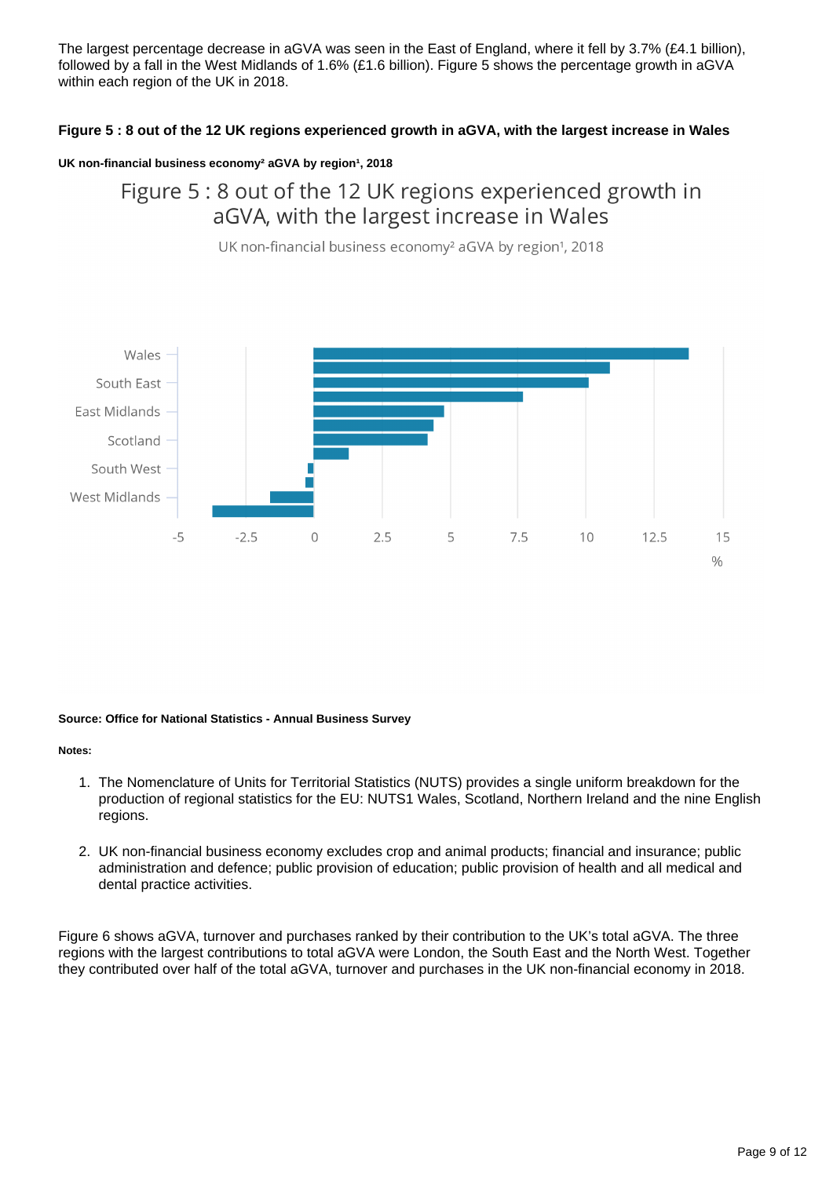The largest percentage decrease in aGVA was seen in the East of England, where it fell by 3.7% (£4.1 billion), followed by a fall in the West Midlands of 1.6% (£1.6 billion). Figure 5 shows the percentage growth in aGVA within each region of the UK in 2018.

#### Figure 5 : 8 out of the 12 UK regions experienced growth in aGVA, with the largest increase in Wales

##### UK non-financial business economy[2] aGVA by region[1], 2018

Figure 5 : 8 out of the 12 UK regions experienced growth in aGVA, with the largest increase in Wales

UK non-financial business economy[2] aGVA by region[1], 2018

Wales

South East

East Midlands

Scotland

South West

West Midlands

-5 -2.5 0 2.5 5 7.5 10 12.5 15

%

**Source: Office for National Statistics - Annual Business Survey**

**Notes:**

1. The Nomenclature of Units for Territorial Statistics (NUTS) provides a single uniform breakdown for the production of regional statistics for the EU: NUTS1 Wales, Scotland, Northern Ireland and the nine English regions.

2. UK non-financial business economy excludes crop and animal products; financial and insurance; public administration and defence; public provision of education; public provision of health and all medical and dental practice activities.

Figure 6 shows aGVA, turnover and purchases ranked by their contribution to the UK's total aGVA. The three regions with the largest contributions to total aGVA were London, the South East and the North West. Together they contributed over half of the total aGVA, turnover and purchases in the UK non-financial economy in 2018.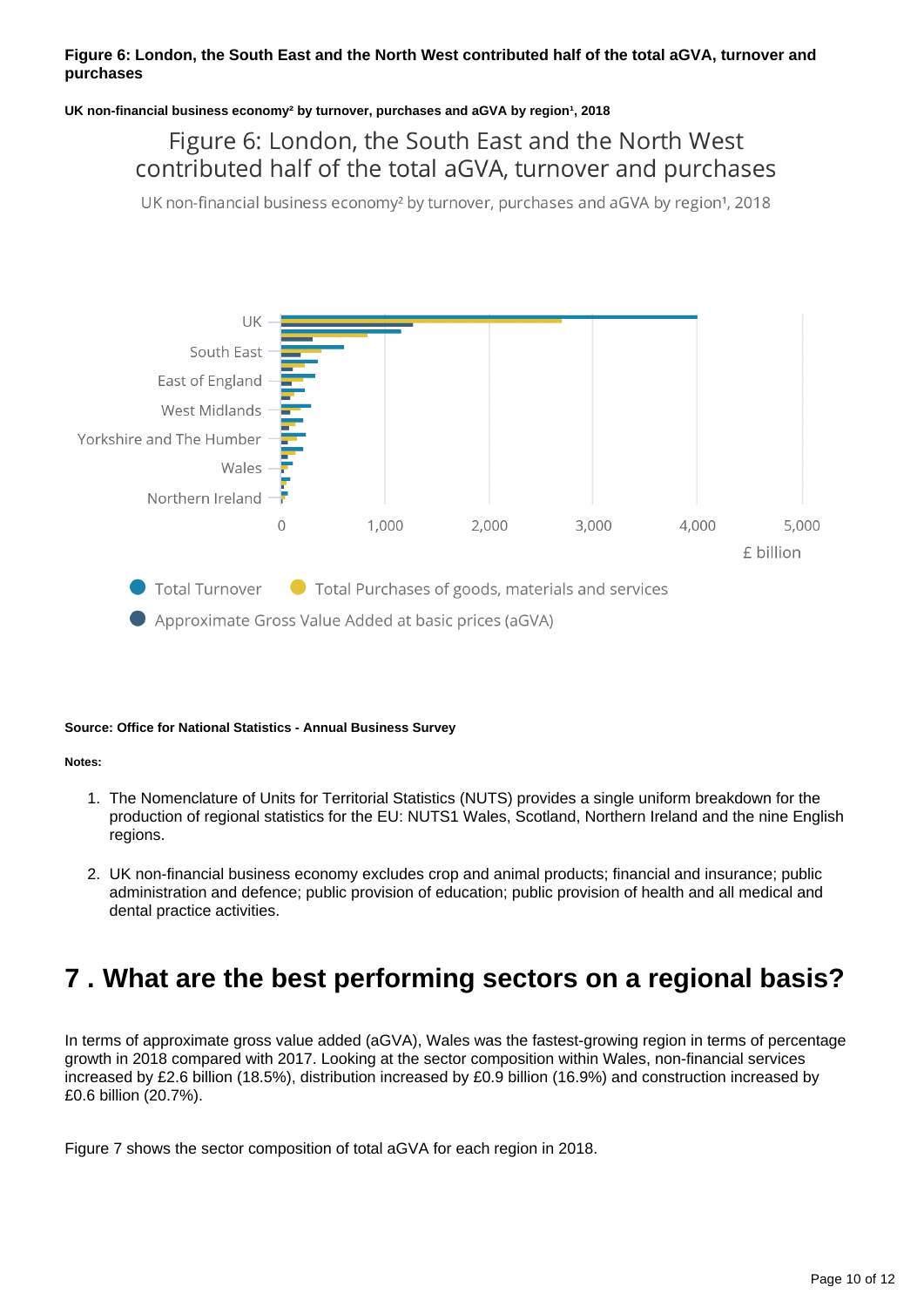**Figure 6: London, the South East and the North West contributed half of the total aGVA, turnover and purchases**

**UK non-financial business economy[2] by turnover, purchases and aGVA by region[1], 2018**

Figure 6: London, the South East and the North West contributed half of the total aGVA, turnover and purchases

UK non-financial business economy[2] by turnover, purchases and aGVA by region[1], 2018

**Source: Office for National Statistics - Annual Business Survey**

**Notes:**

1. The Nomenclature of Units for Territorial Statistics (NUTS) provides a single uniform breakdown for the production of regional statistics for the EU: NUTS1 Wales, Scotland, Northern Ireland and the nine English regions.

2. UK non-financial business economy excludes crop and animal products; financial and insurance; public administration and defence; public provision of education; public provision of health and all medical and dental practice activities.

# 7 . What are the best performing sectors on a regional basis?

In terms of approximate gross value added (aGVA), Wales was the fastest-growing region in terms of percentage growth in 2018 compared with 2017. Looking at the sector composition within Wales, non-financial services increased by £2.6 billion (18.5%), distribution increased by £0.9 billion (16.9%) and construction increased by £0.6 billion (20.7%).

Figure 7 shows the sector composition of total aGVA for each region in 2018.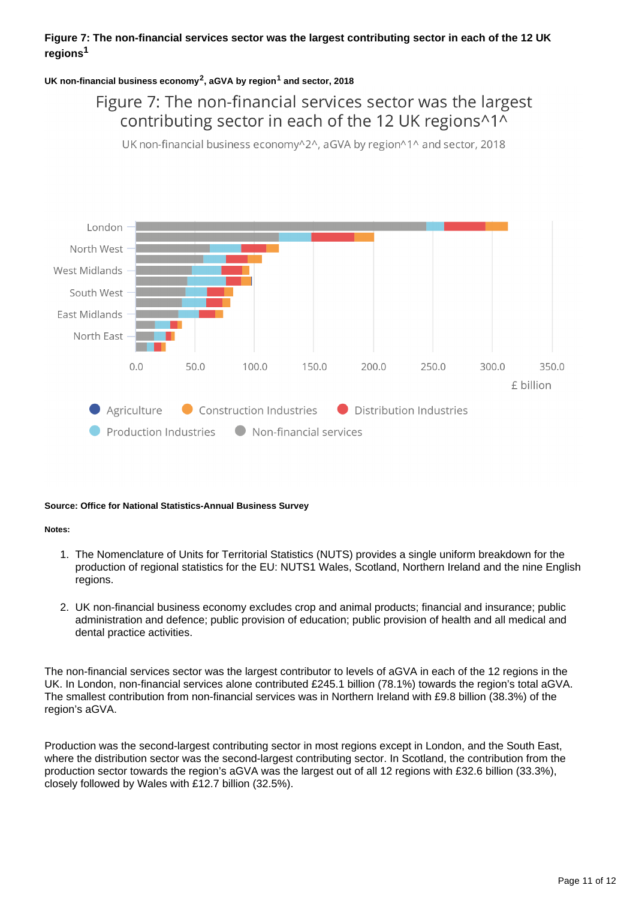**Figure 7: The non-financial services sector was the largest contributing sector in each of the 12 UK regions[1]**

**UK non-financial business economy[2], aGVA by region[1] and sector, 2018**

Figure 7: The non-financial services sector was the largest contributing sector in each of the 12 UK regions^1^

UK non-financial business economy^2^, aGVA by region^1^ and sector, 2018

London, North West, West Midlands, South West, East Midlands, North East

0.0 50.0 100.0 150.0 200.0 250.0 300.0 350.0

£ billion

Agriculture, Construction Industries, Distribution Industries, Production Industries, Non-financial services

**Source: Office for National Statistics-Annual Business Survey**

**Notes:**

1. The Nomenclature of Units for Territorial Statistics (NUTS) provides a single uniform breakdown for the production of regional statistics for the EU: NUTS1 Wales, Scotland, Northern Ireland and the nine English regions.

2. UK non-financial business economy excludes crop and animal products; financial and insurance; public administration and defence; public provision of education; public provision of health and all medical and dental practice activities.

The non-financial services sector was the largest contributor to levels of aGVA in each of the 12 regions in the UK. In London, non-financial services alone contributed £245.1 billion (78.1%) towards the region's total aGVA. The smallest contribution from non-financial services was in Northern Ireland with £9.8 billion (38.3%) of the region's aGVA.

Production was the second-largest contributing sector in most regions except in London, and the South East, where the distribution sector was the second-largest contributing sector. In Scotland, the contribution from the production sector towards the region's aGVA was the largest out of all 12 regions with £32.6 billion (33.3%), closely followed by Wales with £12.7 billion (32.5%).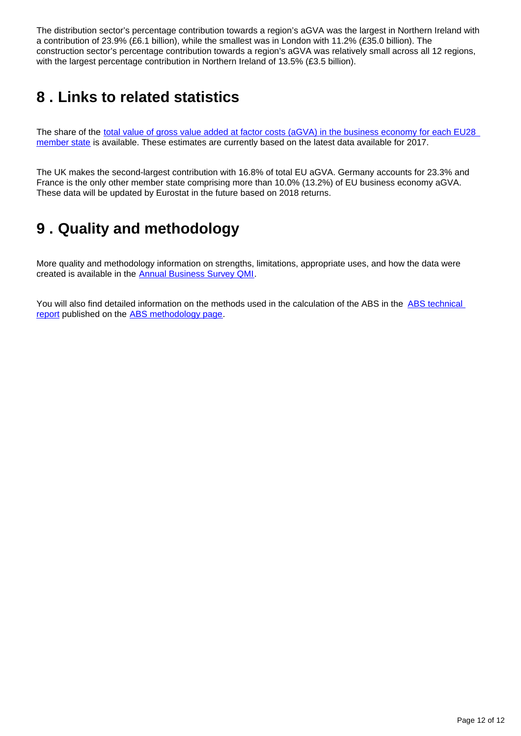The distribution sector's percentage contribution towards a region's aGVA was the largest in Northern Ireland with a contribution of 23.9% (£6.1 billion), while the smallest was in London with 11.2% (£35.0 billion). The construction sector's percentage contribution towards a region's aGVA was relatively small across all 12 regions, with the largest percentage contribution in Northern Ireland of 13.5% (£3.5 billion).

## 8 . Links to related statistics

The share of the [total value of gross value added at factor costs (aGVA) in the business economy for each EU28 member state]() is available. These estimates are currently based on the latest data available for 2017.

The UK makes the second-largest contribution with 16.8% of total EU aGVA. Germany accounts for 23.3% and France is the only other member state comprising more than 10.0% (13.2%) of EU business economy aGVA. These data will be updated by Eurostat in the future based on 2018 returns.

## 9 . Quality and methodology

More quality and methodology information on strengths, limitations, appropriate uses, and how the data were created is available in the [Annual Business Survey QMI]().

You will also find detailed information on the methods used in the calculation of the ABS in the [ABS technical report]() published on the [ABS methodology page]().